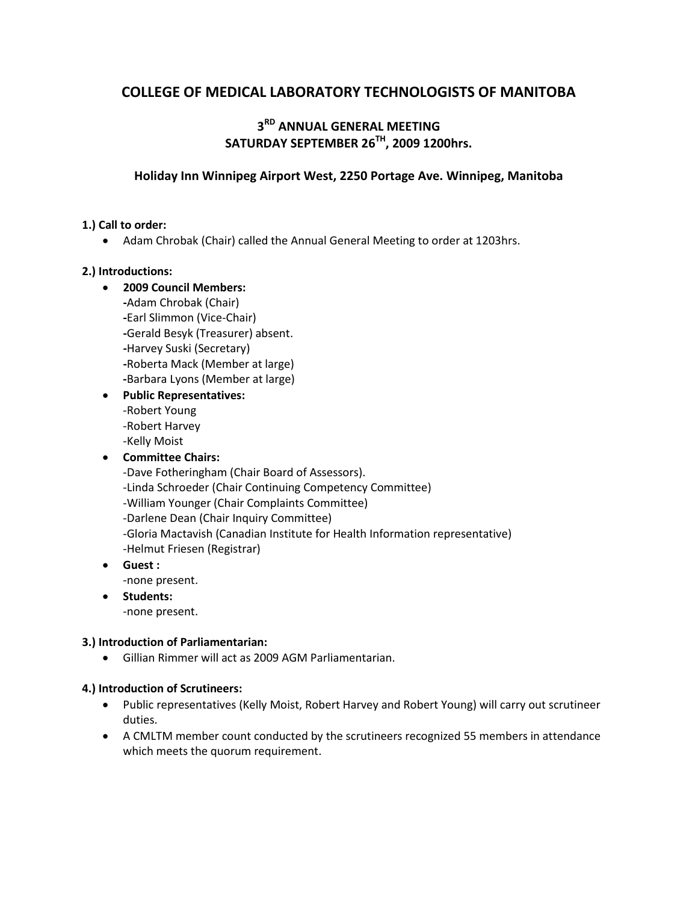# COLLEGE OF MEDICAL LABORATORY TECHNOLOGISTS OF MANITOBA

## 3RD ANNUAL GENERAL MEETING
## SATURDAY SEPTEMBER 26TH, 2009 1200hrs.

### Holiday Inn Winnipeg Airport West, 2250 Portage Ave. Winnipeg, Manitoba

**1.) Call to order:**

- Adam Chrobak (Chair) called the Annual General Meeting to order at 1203hrs.

**2.) Introductions:**

- **2009 Council Members:**
  -Adam Chrobak (Chair)
  -Earl Slimmon (Vice-Chair)
  -Gerald Besyk (Treasurer) absent.
  -Harvey Suski (Secretary)
  -Roberta Mack (Member at large)
  -Barbara Lyons (Member at large)
- **Public Representatives:**
  -Robert Young
  -Robert Harvey
  -Kelly Moist
- **Committee Chairs:**
  -Dave Fotheringham (Chair Board of Assessors).
  -Linda Schroeder (Chair Continuing Competency Committee)
  -William Younger (Chair Complaints Committee)
  -Darlene Dean (Chair Inquiry Committee)
  -Gloria Mactavish (Canadian Institute for Health Information representative)
  -Helmut Friesen (Registrar)
- **Guest :**
  -none present.
- **Students:**
  -none present.

**3.) Introduction of Parliamentarian:**

- Gillian Rimmer will act as 2009 AGM Parliamentarian.

**4.) Introduction of Scrutineers:**

- Public representatives (Kelly Moist, Robert Harvey and Robert Young) will carry out scrutineer duties.
- A CMLTM member count conducted by the scrutineers recognized 55 members in attendance which meets the quorum requirement.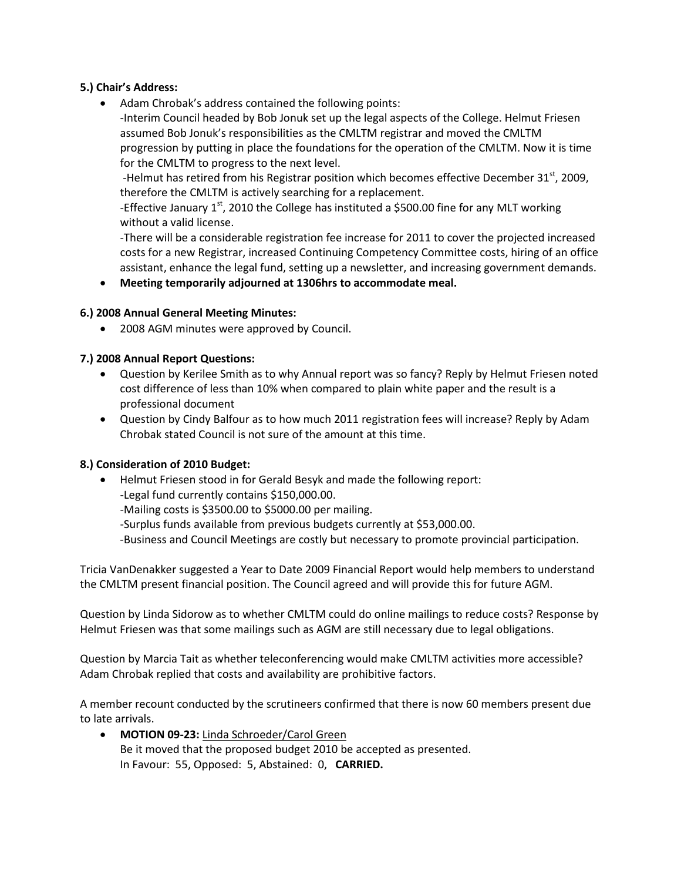**5.) Chair's Address:**

- Adam Chrobak's address contained the following points:
  -Interim Council headed by Bob Jonuk set up the legal aspects of the College. Helmut Friesen assumed Bob Jonuk's responsibilities as the CMLTM registrar and moved the CMLTM progression by putting in place the foundations for the operation of the CMLTM. Now it is time for the CMLTM to progress to the next level.
  -Helmut has retired from his Registrar position which becomes effective December 31st, 2009, therefore the CMLTM is actively searching for a replacement.
  -Effective January 1st, 2010 the College has instituted a $500.00 fine for any MLT working without a valid license.
  -There will be a considerable registration fee increase for 2011 to cover the projected increased costs for a new Registrar, increased Continuing Competency Committee costs, hiring of an office assistant, enhance the legal fund, setting up a newsletter, and increasing government demands.
- **Meeting temporarily adjourned at 1306hrs to accommodate meal.**

**6.) 2008 Annual General Meeting Minutes:**

- 2008 AGM minutes were approved by Council.

**7.) 2008 Annual Report Questions:**

- Question by Kerilee Smith as to why Annual report was so fancy? Reply by Helmut Friesen noted cost difference of less than 10% when compared to plain white paper and the result is a professional document
- Question by Cindy Balfour as to how much 2011 registration fees will increase? Reply by Adam Chrobak stated Council is not sure of the amount at this time.

**8.) Consideration of 2010 Budget:**

- Helmut Friesen stood in for Gerald Besyk and made the following report:
  -Legal fund currently contains $150,000.00.
  -Mailing costs is $3500.00 to $5000.00 per mailing.
  -Surplus funds available from previous budgets currently at $53,000.00.
  -Business and Council Meetings are costly but necessary to promote provincial participation.

Tricia VanDenakker suggested a Year to Date 2009 Financial Report would help members to understand the CMLTM present financial position. The Council agreed and will provide this for future AGM.

Question by Linda Sidorow as to whether CMLTM could do online mailings to reduce costs? Response by Helmut Friesen was that some mailings such as AGM are still necessary due to legal obligations.

Question by Marcia Tait as whether teleconferencing would make CMLTM activities more accessible? Adam Chrobak replied that costs and availability are prohibitive factors.

A member recount conducted by the scrutineers confirmed that there is now 60 members present due to late arrivals.

- **MOTION 09-23:** <u>Linda Schroeder/Carol Green</u>
  Be it moved that the proposed budget 2010 be accepted as presented.
  In Favour: 55, Opposed: 5, Abstained: 0, **CARRIED.**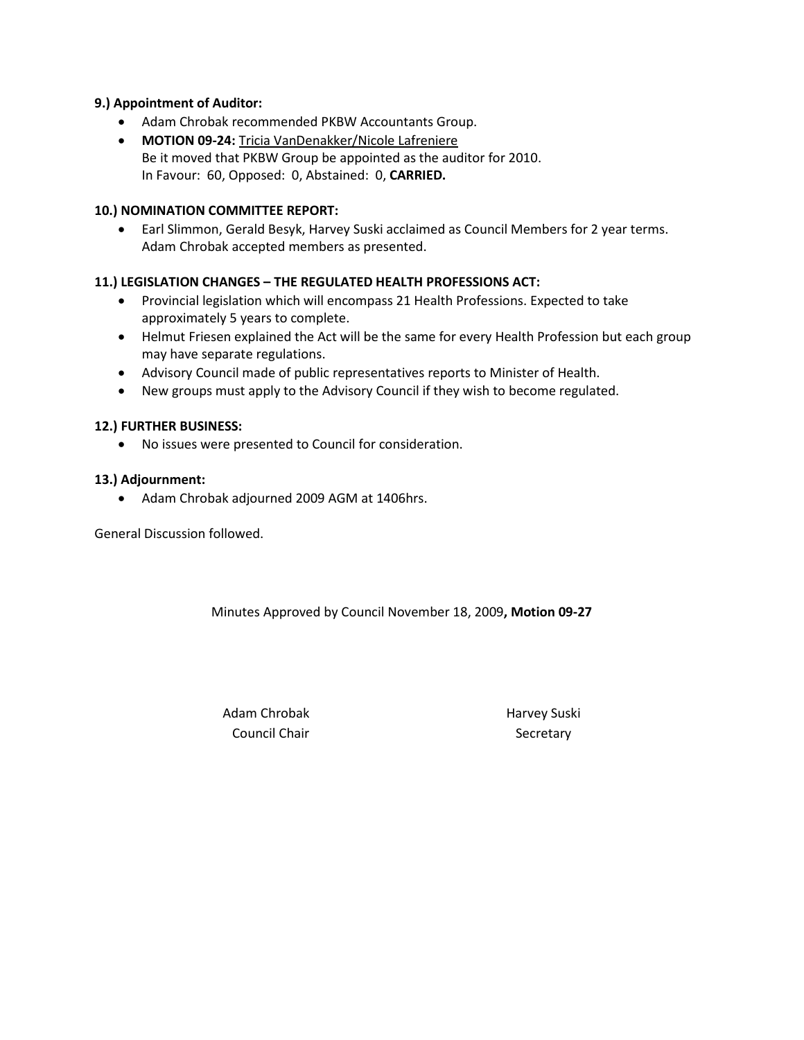**9.) Appointment of Auditor:**

- Adam Chrobak recommended PKBW Accountants Group.
- **MOTION 09-24:** Tricia VanDenakker/Nicole Lafreniere
  Be it moved that PKBW Group be appointed as the auditor for 2010.
  In Favour: 60, Opposed: 0, Abstained: 0, **CARRIED.**

**10.) NOMINATION COMMITTEE REPORT:**

- Earl Slimmon, Gerald Besyk, Harvey Suski acclaimed as Council Members for 2 year terms. Adam Chrobak accepted members as presented.

**11.) LEGISLATION CHANGES – THE REGULATED HEALTH PROFESSIONS ACT:**

- Provincial legislation which will encompass 21 Health Professions. Expected to take approximately 5 years to complete.
- Helmut Friesen explained the Act will be the same for every Health Profession but each group may have separate regulations.
- Advisory Council made of public representatives reports to Minister of Health.
- New groups must apply to the Advisory Council if they wish to become regulated.

**12.) FURTHER BUSINESS:**

- No issues were presented to Council for consideration.

**13.) Adjournment:**

- Adam Chrobak adjourned 2009 AGM at 1406hrs.

General Discussion followed.

Minutes Approved by Council November 18, 2009**, Motion 09-27**

Adam Chrobak
Council Chair

Harvey Suski
Secretary